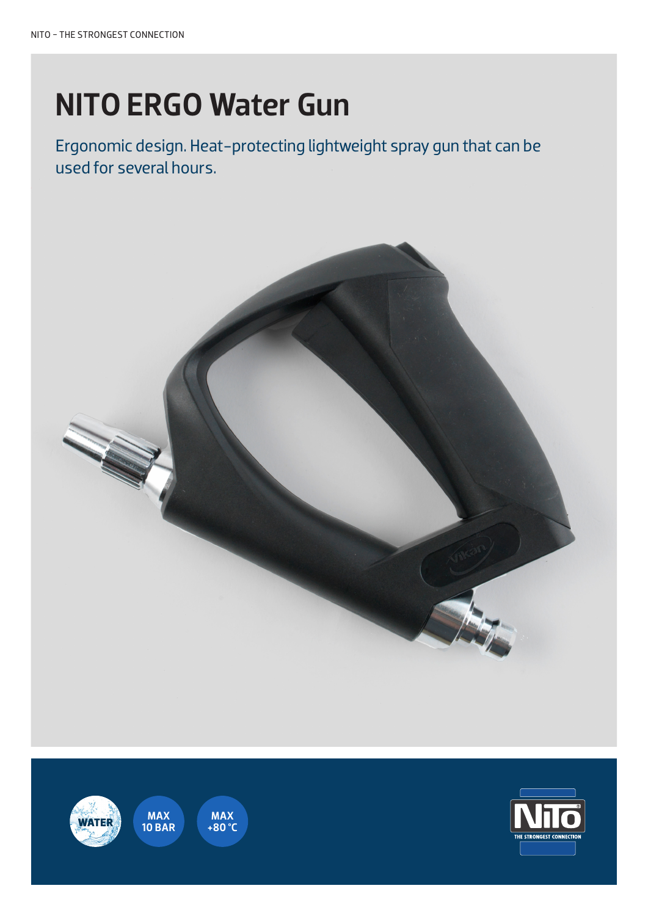# NITO ERGO Water Gun

Ergonomic design. Heat-protecting lightweight spray gun that can be used for several hours.

WATER

MAX 10 BAR

MAX +80 °C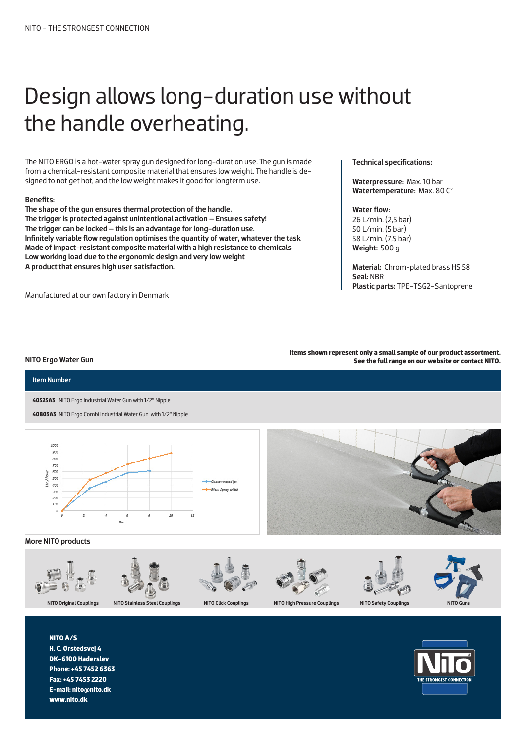# Design allows long-duration use without the handle overheating.

The NITO ERGO is a hot-water spray gun designed for long-duration use. The gun is made from a chemical-resistant composite material that ensures low weight. The handle is designed to not get hot, and the low weight makes it good for longterm use.

**Benefits:**

**The shape of the gun ensures thermal protection of the handle.**
**The trigger is protected against unintentional activation – Ensures safety!**
**The trigger can be locked – this is an advantage for long-duration use.**
**Infinitely variable flow regulation optimises the quantity of water, whatever the task**
**Made of impact-resistant composite material with a high resistance to chemicals**
**Low working load due to the ergonomic design and very low weight**
**A product that ensures high user satisfaction.**

Manufactured at our own factory in Denmark

**Technical specifications:**

**Waterpressure:** Max. 10 bar
**Watertemperature:** Max. 80 C°

**Water flow:**
26 L/min. (2,5 bar)
50 L/min. (5 bar)
58 L/min. (7,5 bar)
**Weight:** 500 g

**Material:** Chrom-plated brass HS 58
**Seal:** NBR
**Plastic parts:** TPE-TSG2-Santoprene

**NITO Ergo Water Gun**

**Items shown represent only a small sample of our product assortment. See the full range on our website or contact NITO.**

| Item Number |
|---|
| **40525A3** NITO Ergo Industrial Water Gun with 1/2" Nipple |
| **40803A3** NITO Ergo Combi Industrial Water Gun with 1/2" Nipple |

Ltr./hour
1000
900
800
700
600
500
400
300
200
100
0
0 2 4 6 8 10 12
Bar
Concentrated jet
Max. Spray width

**More NITO products**

NITO Original Couplings
NITO Stainless Steel Couplings
NITO Click Couplings
NITO High Pressure Couplings
NITO Safety Couplings
NITO Guns

**NITO A/S**
**H. C. Ørstedsvej 4**
**DK-6100 Haderslev**
**Phone: +45 7452 6363**
**Fax: +45 7453 2220**
**E-mail: nito@nito.dk**
**www.nito.dk**

NITO THE STRONGEST CONNECTION